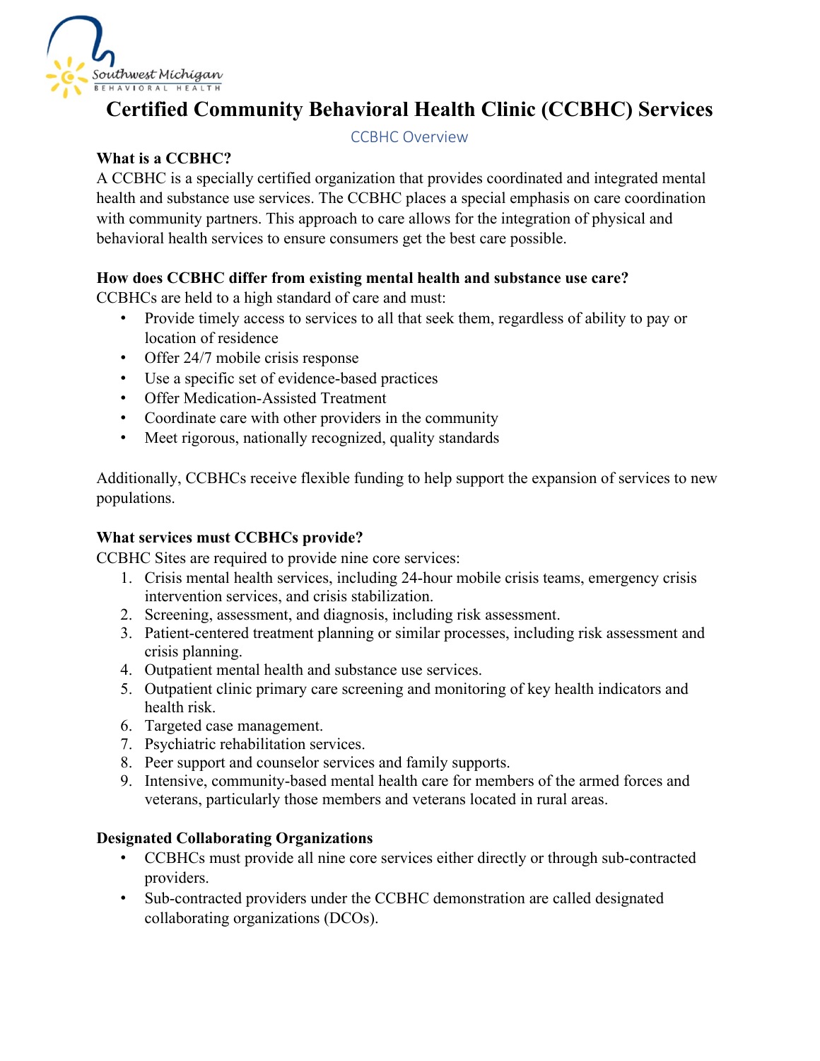# Certified Community Behavioral Health Clinic (CCBHC) Services

## CCBHC Overview

### What is a CCBHC?

A CCBHC is a specially certified organization that provides coordinated and integrated mental health and substance use services. The CCBHC places a special emphasis on care coordination with community partners. This approach to care allows for the integration of physical and behavioral health services to ensure consumers get the best care possible.

### How does CCBHC differ from existing mental health and substance use care?

CCBHCs are held to a high standard of care and must:

- Provide timely access to services to all that seek them, regardless of ability to pay or location of residence
- Offer 24/7 mobile crisis response
- Use a specific set of evidence-based practices
- Offer Medication-Assisted Treatment
- Coordinate care with other providers in the community
- Meet rigorous, nationally recognized, quality standards

Additionally, CCBHCs receive flexible funding to help support the expansion of services to new populations.

### What services must CCBHCs provide?

CCBHC Sites are required to provide nine core services:

1. Crisis mental health services, including 24-hour mobile crisis teams, emergency crisis intervention services, and crisis stabilization.
2. Screening, assessment, and diagnosis, including risk assessment.
3. Patient-centered treatment planning or similar processes, including risk assessment and crisis planning.
4. Outpatient mental health and substance use services.
5. Outpatient clinic primary care screening and monitoring of key health indicators and health risk.
6. Targeted case management.
7. Psychiatric rehabilitation services.
8. Peer support and counselor services and family supports.
9. Intensive, community-based mental health care for members of the armed forces and veterans, particularly those members and veterans located in rural areas.

### Designated Collaborating Organizations

- CCBHCs must provide all nine core services either directly or through sub-contracted providers.
- Sub-contracted providers under the CCBHC demonstration are called designated collaborating organizations (DCOs).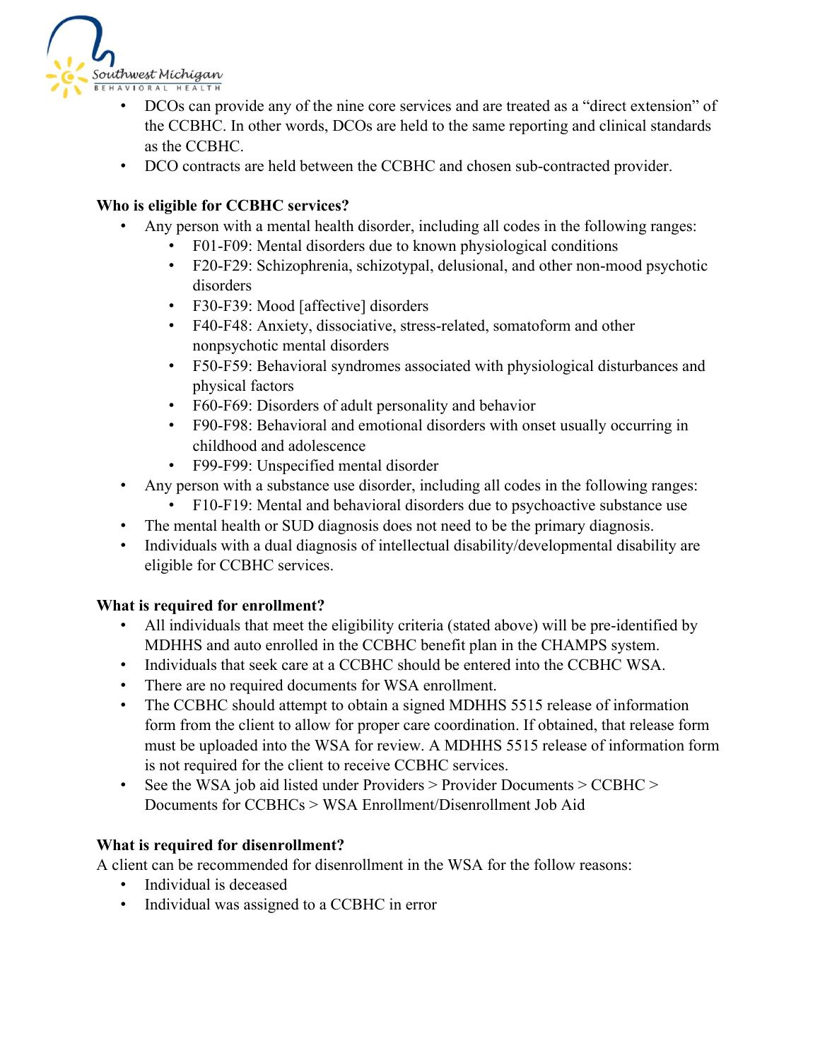- DCOs can provide any of the nine core services and are treated as a "direct extension" of the CCBHC. In other words, DCOs are held to the same reporting and clinical standards as the CCBHC.
- DCO contracts are held between the CCBHC and chosen sub-contracted provider.

**Who is eligible for CCBHC services?**

- Any person with a mental health disorder, including all codes in the following ranges:
  - F01-F09: Mental disorders due to known physiological conditions
  - F20-F29: Schizophrenia, schizotypal, delusional, and other non-mood psychotic disorders
  - F30-F39: Mood [affective] disorders
  - F40-F48: Anxiety, dissociative, stress-related, somatoform and other nonpsychotic mental disorders
  - F50-F59: Behavioral syndromes associated with physiological disturbances and physical factors
  - F60-F69: Disorders of adult personality and behavior
  - F90-F98: Behavioral and emotional disorders with onset usually occurring in childhood and adolescence
  - F99-F99: Unspecified mental disorder
- Any person with a substance use disorder, including all codes in the following ranges:
  - F10-F19: Mental and behavioral disorders due to psychoactive substance use
- The mental health or SUD diagnosis does not need to be the primary diagnosis.
- Individuals with a dual diagnosis of intellectual disability/developmental disability are eligible for CCBHC services.

**What is required for enrollment?**

- All individuals that meet the eligibility criteria (stated above) will be pre-identified by MDHHS and auto enrolled in the CCBHC benefit plan in the CHAMPS system.
- Individuals that seek care at a CCBHC should be entered into the CCBHC WSA.
- There are no required documents for WSA enrollment.
- The CCBHC should attempt to obtain a signed MDHHS 5515 release of information form from the client to allow for proper care coordination. If obtained, that release form must be uploaded into the WSA for review. A MDHHS 5515 release of information form is not required for the client to receive CCBHC services.
- See the WSA job aid listed under Providers > Provider Documents > CCBHC > Documents for CCBHCs > WSA Enrollment/Disenrollment Job Aid

**What is required for disenrollment?**

A client can be recommended for disenrollment in the WSA for the follow reasons:

- Individual is deceased
- Individual was assigned to a CCBHC in error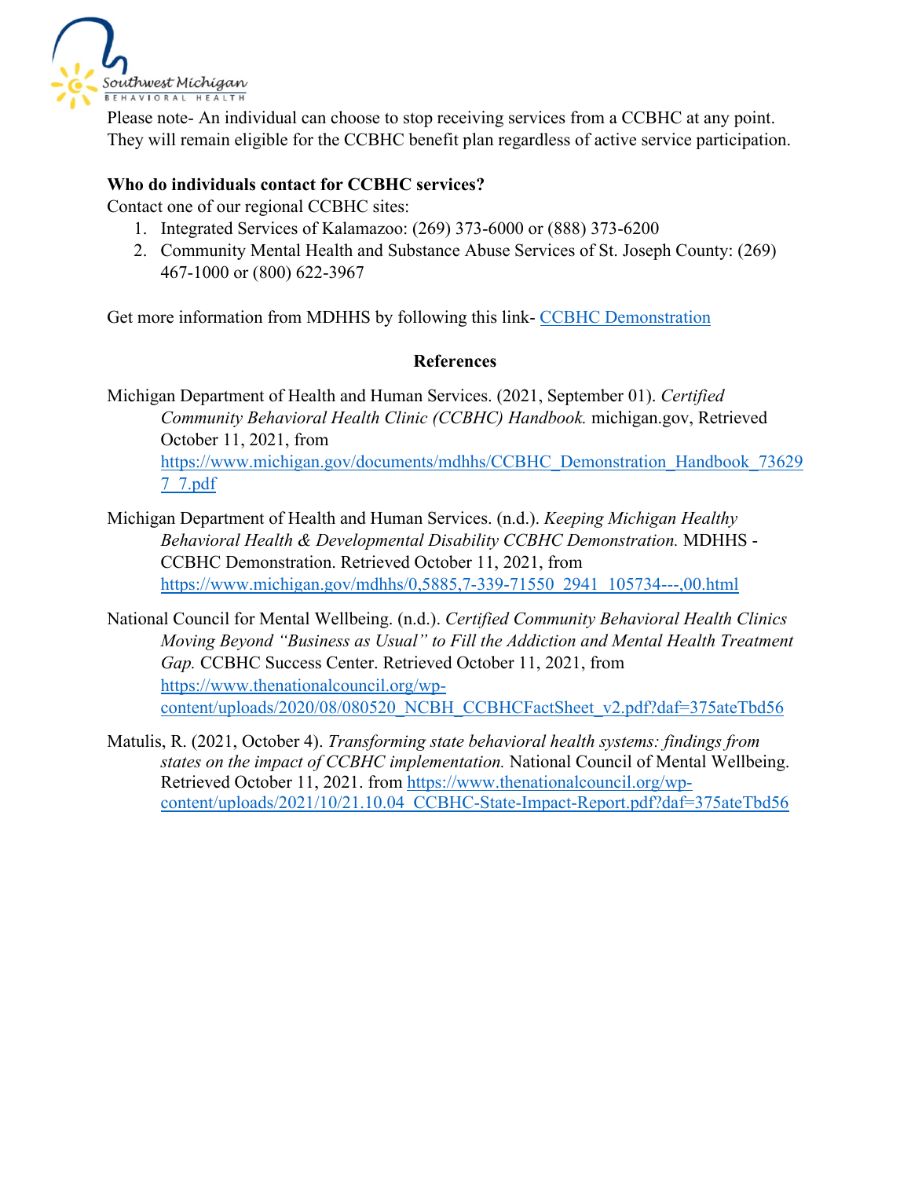Please note- An individual can choose to stop receiving services from a CCBHC at any point. They will remain eligible for the CCBHC benefit plan regardless of active service participation.

**Who do individuals contact for CCBHC services?**

Contact one of our regional CCBHC sites:

1. Integrated Services of Kalamazoo: (269) 373-6000 or (888) 373-6200
2. Community Mental Health and Substance Abuse Services of St. Joseph County: (269) 467-1000 or (800) 622-3967

Get more information from MDHHS by following this link- [CCBHC Demonstration](https://www.michigan.gov/mdhhs/0,5885,7-339-71550_2941_105734---,00.html)

### References

Michigan Department of Health and Human Services. (2021, September 01). *Certified Community Behavioral Health Clinic (CCBHC) Handbook.* michigan.gov, Retrieved October 11, 2021, from https://www.michigan.gov/documents/mdhhs/CCBHC_Demonstration_Handbook_736297_7.pdf

Michigan Department of Health and Human Services. (n.d.). *Keeping Michigan Healthy Behavioral Health & Developmental Disability CCBHC Demonstration.* MDHHS - CCBHC Demonstration. Retrieved October 11, 2021, from https://www.michigan.gov/mdhhs/0,5885,7-339-71550_2941_105734---,00.html

National Council for Mental Wellbeing. (n.d.). *Certified Community Behavioral Health Clinics Moving Beyond "Business as Usual" to Fill the Addiction and Mental Health Treatment Gap.* CCBHC Success Center. Retrieved October 11, 2021, from https://www.thenationalcouncil.org/wp-content/uploads/2020/08/080520_NCBH_CCBHCFactSheet_v2.pdf?daf=375ateTbd56

Matulis, R. (2021, October 4). *Transforming state behavioral health systems: findings from states on the impact of CCBHC implementation.* National Council of Mental Wellbeing. Retrieved October 11, 2021. from https://www.thenationalcouncil.org/wp-content/uploads/2021/10/21.10.04_CCBHC-State-Impact-Report.pdf?daf=375ateTbd56